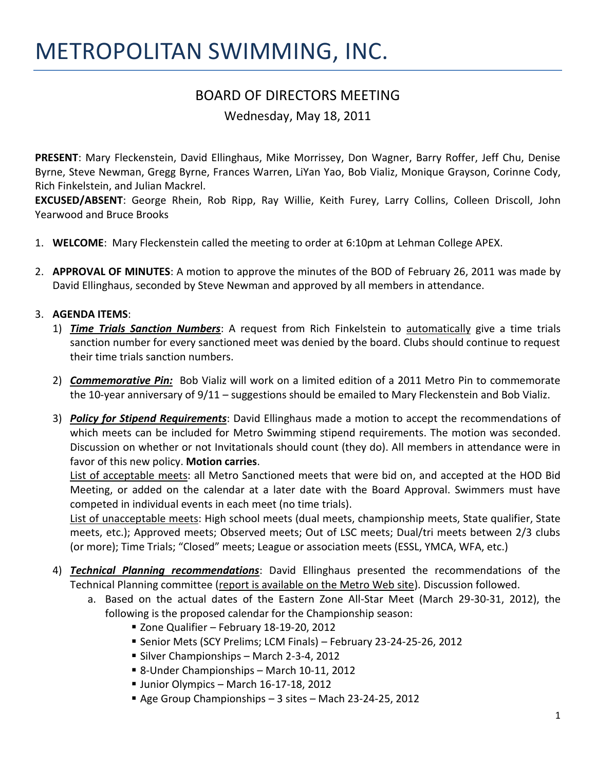// METROPOLITAN SWIMMING, INC.

## BOARD OF DIRECTORS MEETING

Wednesday, May 18, 2011

**PRESENT**: Mary Fleckenstein, David Ellinghaus, Mike Morrissey, Don Wagner, Barry Roffer, Jeff Chu, Denise Byrne, Steve Newman, Gregg Byrne, Frances Warren, LiYan Yao, Bob Vializ, Monique Grayson, Corinne Cody, Rich Finkelstein, and Julian Mackrel.

**EXCUSED/ABSENT**: George Rhein, Rob Ripp, Ray Willie, Keith Furey, Larry Collins, Colleen Driscoll, John Yearwood and Bruce Brooks

1. **WELCOME**: Mary Fleckenstein called the meeting to order at 6:10pm at Lehman College APEX.

2. **APPROVAL OF MINUTES**: A motion to approve the minutes of the BOD of February 26, 2011 was made by David Ellinghaus, seconded by Steve Newman and approved by all members in attendance.

3. **AGENDA ITEMS**:
   1) ***Time Trials Sanction Numbers***: A request from Rich Finkelstein to automatically give a time trials sanction number for every sanctioned meet was denied by the board. Clubs should continue to request their time trials sanction numbers.

   2) ***Commemorative Pin:*** Bob Vializ will work on a limited edition of a 2011 Metro Pin to commemorate the 10-year anniversary of 9/11 – suggestions should be emailed to Mary Fleckenstein and Bob Vializ.

   3) ***Policy for Stipend Requirements***: David Ellinghaus made a motion to accept the recommendations of which meets can be included for Metro Swimming stipend requirements. The motion was seconded. Discussion on whether or not Invitationals should count (they do). All members in attendance were in favor of this new policy. **Motion carries**.

      List of acceptable meets: all Metro Sanctioned meets that were bid on, and accepted at the HOD Bid Meeting, or added on the calendar at a later date with the Board Approval. Swimmers must have competed in individual events in each meet (no time trials).

      List of unacceptable meets: High school meets (dual meets, championship meets, State qualifier, State meets, etc.); Approved meets; Observed meets; Out of LSC meets; Dual/tri meets between 2/3 clubs (or more); Time Trials; "Closed" meets; League or association meets (ESSL, YMCA, WFA, etc.)

   4) ***Technical Planning recommendations***: David Ellinghaus presented the recommendations of the Technical Planning committee (report is available on the Metro Web site). Discussion followed.
      a. Based on the actual dates of the Eastern Zone All-Star Meet (March 29-30-31, 2012), the following is the proposed calendar for the Championship season:
         - Zone Qualifier – February 18-19-20, 2012
         - Senior Mets (SCY Prelims; LCM Finals) – February 23-24-25-26, 2012
         - Silver Championships – March 2-3-4, 2012
         - 8-Under Championships – March 10-11, 2012
         - Junior Olympics – March 16-17-18, 2012
         - Age Group Championships – 3 sites – Mach 23-24-25, 2012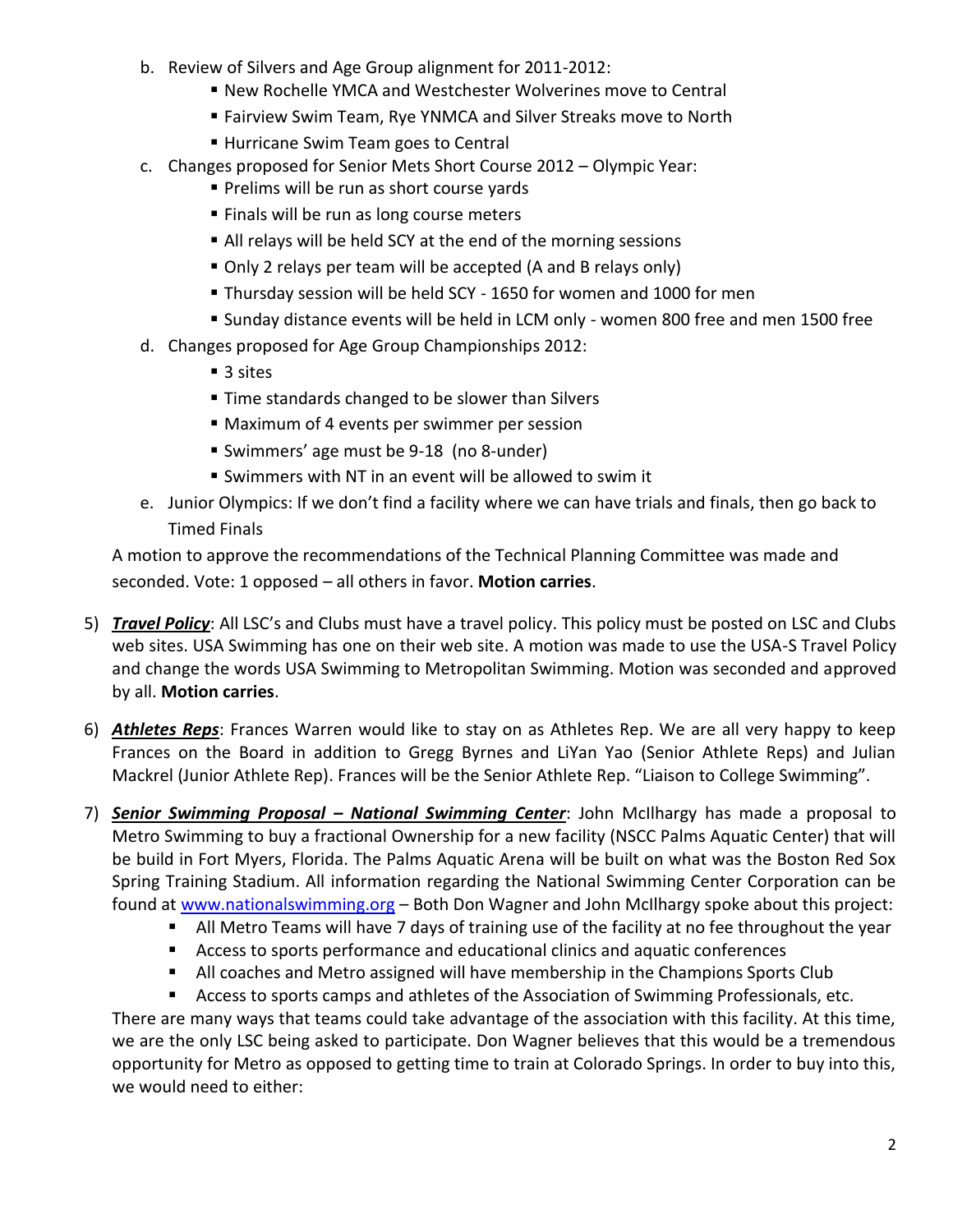b. Review of Silvers and Age Group alignment for 2011-2012:
   - New Rochelle YMCA and Westchester Wolverines move to Central
   - Fairview Swim Team, Rye YNMCA and Silver Streaks move to North
   - Hurricane Swim Team goes to Central

c. Changes proposed for Senior Mets Short Course 2012 – Olympic Year:
   - Prelims will be run as short course yards
   - Finals will be run as long course meters
   - All relays will be held SCY at the end of the morning sessions
   - Only 2 relays per team will be accepted (A and B relays only)
   - Thursday session will be held SCY - 1650 for women and 1000 for men
   - Sunday distance events will be held in LCM only - women 800 free and men 1500 free

d. Changes proposed for Age Group Championships 2012:
   - 3 sites
   - Time standards changed to be slower than Silvers
   - Maximum of 4 events per swimmer per session
   - Swimmers' age must be 9-18 (no 8-under)
   - Swimmers with NT in an event will be allowed to swim it

e. Junior Olympics: If we don't find a facility where we can have trials and finals, then go back to Timed Finals

A motion to approve the recommendations of the Technical Planning Committee was made and seconded. Vote: 1 opposed – all others in favor. **Motion carries**.

5) ***Travel Policy***: All LSC's and Clubs must have a travel policy. This policy must be posted on LSC and Clubs web sites. USA Swimming has one on their web site. A motion was made to use the USA-S Travel Policy and change the words USA Swimming to Metropolitan Swimming. Motion was seconded and approved by all. **Motion carries**.

6) ***Athletes Reps***: Frances Warren would like to stay on as Athletes Rep. We are all very happy to keep Frances on the Board in addition to Gregg Byrnes and LiYan Yao (Senior Athlete Reps) and Julian Mackrel (Junior Athlete Rep). Frances will be the Senior Athlete Rep. "Liaison to College Swimming".

7) ***Senior Swimming Proposal – National Swimming Center***: John McIlhargy has made a proposal to Metro Swimming to buy a fractional Ownership for a new facility (NSCC Palms Aquatic Center) that will be build in Fort Myers, Florida. The Palms Aquatic Arena will be built on what was the Boston Red Sox Spring Training Stadium. All information regarding the National Swimming Center Corporation can be found at www.nationalswimming.org – Both Don Wagner and John McIlhargy spoke about this project:
   - All Metro Teams will have 7 days of training use of the facility at no fee throughout the year
   - Access to sports performance and educational clinics and aquatic conferences
   - All coaches and Metro assigned will have membership in the Champions Sports Club
   - Access to sports camps and athletes of the Association of Swimming Professionals, etc.

There are many ways that teams could take advantage of the association with this facility. At this time, we are the only LSC being asked to participate. Don Wagner believes that this would be a tremendous opportunity for Metro as opposed to getting time to train at Colorado Springs. In order to buy into this, we would need to either: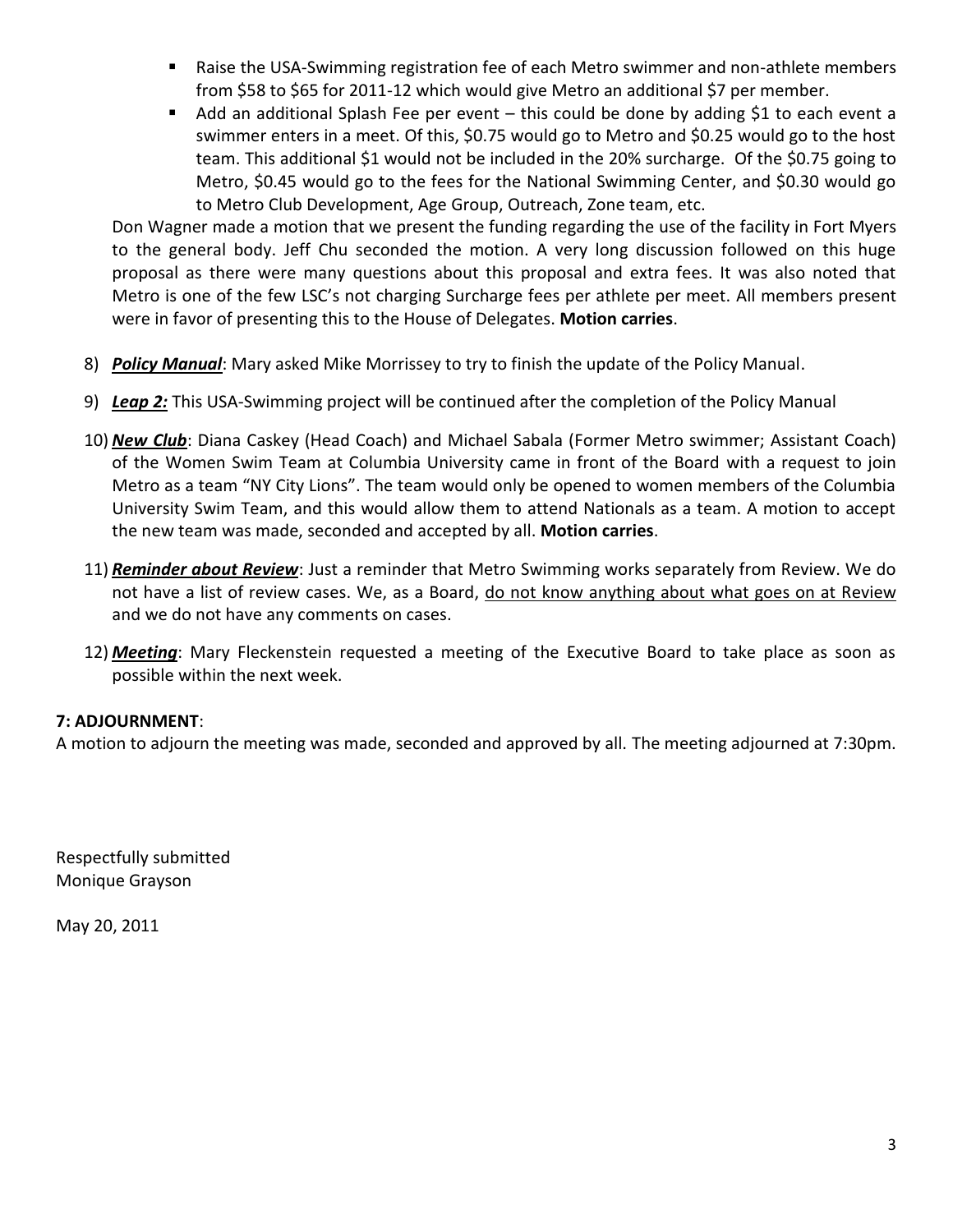- Raise the USA-Swimming registration fee of each Metro swimmer and non-athlete members from $58 to $65 for 2011-12 which would give Metro an additional $7 per member.
- Add an additional Splash Fee per event – this could be done by adding $1 to each event a swimmer enters in a meet. Of this, $0.75 would go to Metro and $0.25 would go to the host team. This additional $1 would not be included in the 20% surcharge. Of the $0.75 going to Metro, $0.45 would go to the fees for the National Swimming Center, and $0.30 would go to Metro Club Development, Age Group, Outreach, Zone team, etc.

Don Wagner made a motion that we present the funding regarding the use of the facility in Fort Myers to the general body. Jeff Chu seconded the motion. A very long discussion followed on this huge proposal as there were many questions about this proposal and extra fees. It was also noted that Metro is one of the few LSC's not charging Surcharge fees per athlete per meet. All members present were in favor of presenting this to the House of Delegates. **Motion carries**.

8) ***Policy Manual***: Mary asked Mike Morrissey to try to finish the update of the Policy Manual.

9) ***Leap 2:*** This USA-Swimming project will be continued after the completion of the Policy Manual

10) ***New Club***: Diana Caskey (Head Coach) and Michael Sabala (Former Metro swimmer; Assistant Coach) of the Women Swim Team at Columbia University came in front of the Board with a request to join Metro as a team "NY City Lions". The team would only be opened to women members of the Columbia University Swim Team, and this would allow them to attend Nationals as a team. A motion to accept the new team was made, seconded and accepted by all. **Motion carries**.

11) ***Reminder about Review***: Just a reminder that Metro Swimming works separately from Review. We do not have a list of review cases. We, as a Board, do not know anything about what goes on at Review and we do not have any comments on cases.

12) ***Meeting***: Mary Fleckenstein requested a meeting of the Executive Board to take place as soon as possible within the next week.

**7: ADJOURNMENT**:

A motion to adjourn the meeting was made, seconded and approved by all. The meeting adjourned at 7:30pm.

Respectfully submitted
Monique Grayson

May 20, 2011